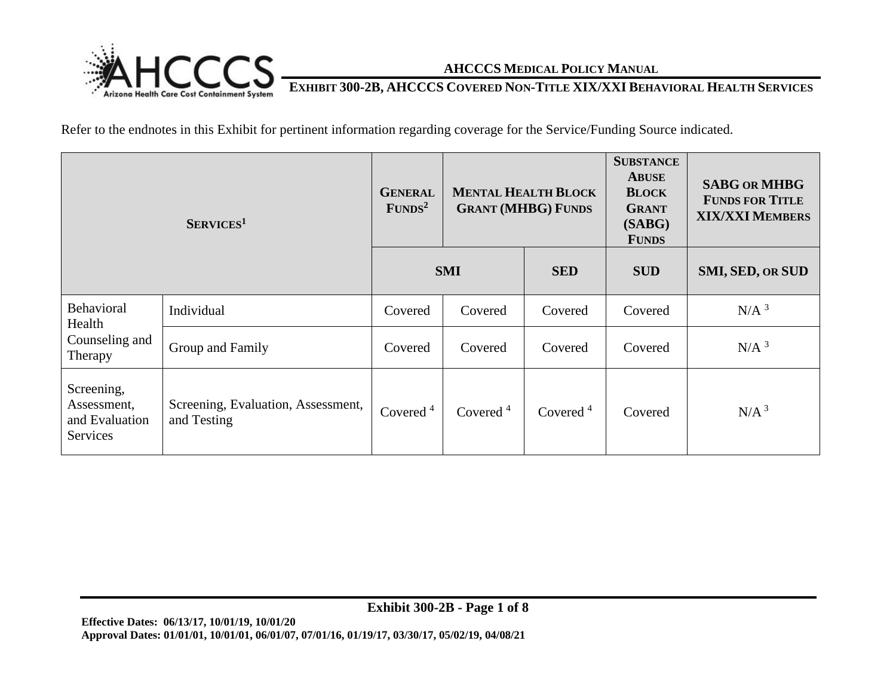# AHCCCS Medical Policy Manual

## Exhibit 300-2B, AHCCCS Covered Non-Title XIX/XXI Behavioral Health Services

Refer to the endnotes in this Exhibit for pertinent information regarding coverage for the Service/Funding Source indicated.

| Services[1] | | General Funds[2] | Mental Health Block Grant (MHBG) Funds | | Substance Abuse Block Grant (SABG) Funds | SABG or MHBG Funds for Title XIX/XXI Members |
|---|---|---|---|---|---|---|
| | | SMI | | SED | SUD | SMI, SED, or SUD |
| Behavioral Health Counseling and Therapy | Individual | Covered | Covered | Covered | Covered | N/A [3] |
| | Group and Family | Covered | Covered | Covered | Covered | N/A [3] |
| Screening, Assessment, and Evaluation Services | Screening, Evaluation, Assessment, and Testing | Covered [4] | Covered [4] | Covered [4] | Covered | N/A [3] |

**Effective Dates: 06/13/17, 10/01/19, 10/01/20**
**Approval Dates: 01/01/01, 10/01/01, 06/01/07, 07/01/16, 01/19/17, 03/30/17, 05/02/19, 04/08/21**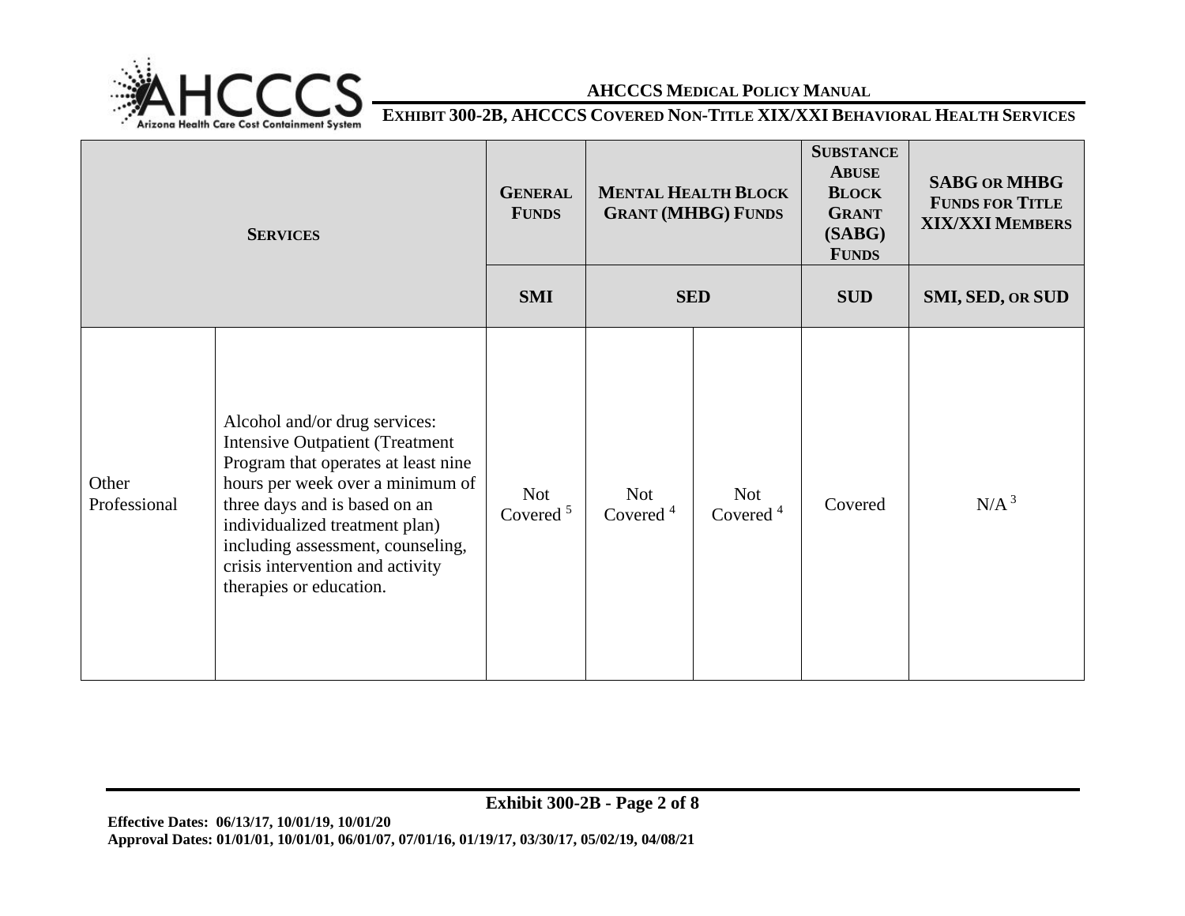| **SERVICES** | | **GENERAL FUNDS** | **MENTAL HEALTH BLOCK GRANT (MHBG) FUNDS** | | **SUBSTANCE ABUSE BLOCK GRANT (SABG) FUNDS** | **SABG OR MHBG FUNDS FOR TITLE XIX/XXI MEMBERS** |
|---|---|---|---|---|---|---|
| | | **SMI** | **SED** | | **SUD** | **SMI, SED, OR SUD** |
| Other Professional | Alcohol and/or drug services: Intensive Outpatient (Treatment Program that operates at least nine hours per week over a minimum of three days and is based on an individualized treatment plan) including assessment, counseling, crisis intervention and activity therapies or education. | Not Covered [5] | Not Covered [4] | Not Covered [4] | Covered | N/A [3] |

**Effective Dates: 06/13/17, 10/01/19, 10/01/20**
**Approval Dates: 01/01/01, 10/01/01, 06/01/07, 07/01/16, 01/19/17, 03/30/17, 05/02/19, 04/08/21**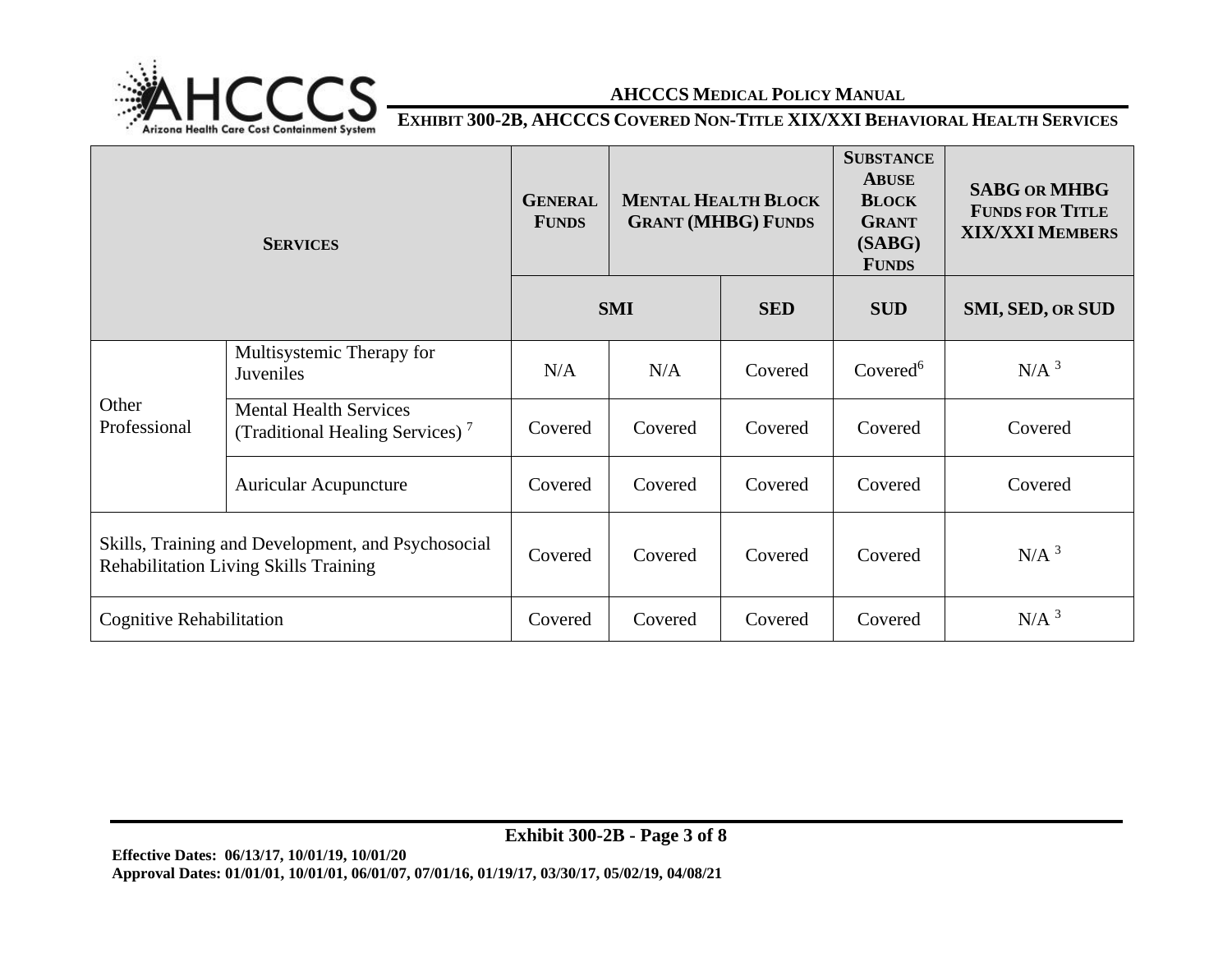| Services | | General Funds | Mental Health Block Grant (MHBG) Funds | | Substance Abuse Block Grant (SABG) Funds | SABG or MHBG Funds for Title XIX/XXI Members |
|---|---|---|---|---|---|---|
| | | SMI | | SED | SUD | SMI, SED, or SUD |
| Other Professional | Multisystemic Therapy for Juveniles | N/A | N/A | Covered | Covered[6] | N/A [3] |
| | Mental Health Services (Traditional Healing Services) [7] | Covered | Covered | Covered | Covered | Covered |
| | Auricular Acupuncture | Covered | Covered | Covered | Covered | Covered |
| Skills, Training and Development, and Psychosocial Rehabilitation Living Skills Training | | Covered | Covered | Covered | Covered | N/A [3] |
| Cognitive Rehabilitation | | Covered | Covered | Covered | Covered | N/A [3] |

**Effective Dates: 06/13/17, 10/01/19, 10/01/20**
**Approval Dates: 01/01/01, 10/01/01, 06/01/07, 07/01/16, 01/19/17, 03/30/17, 05/02/19, 04/08/21**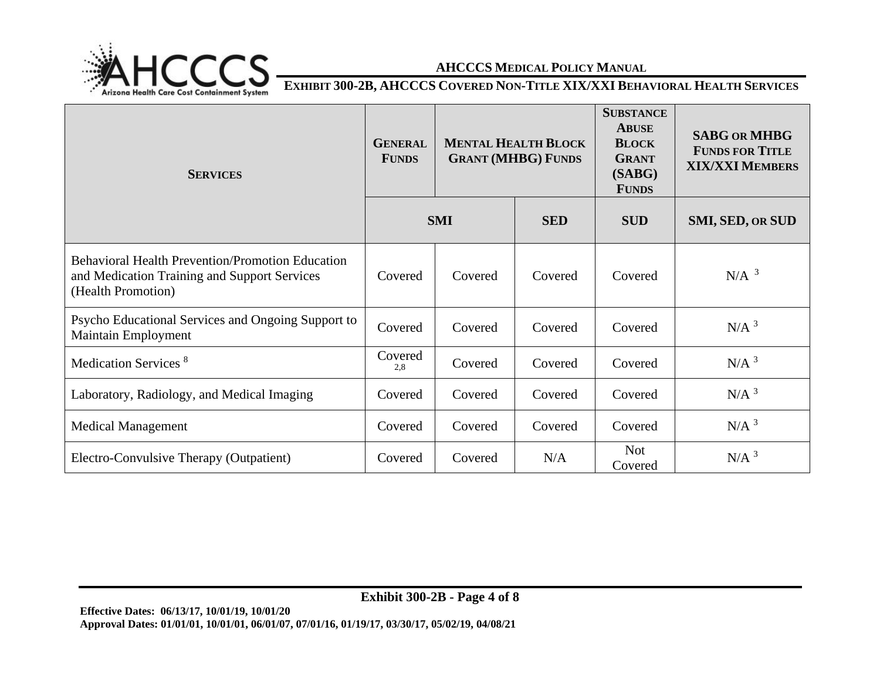| **SERVICES** | **GENERAL FUNDS** | **MENTAL HEALTH BLOCK GRANT (MHBG) FUNDS** | | **SUBSTANCE ABUSE BLOCK GRANT (SABG) FUNDS** | **SABG OR MHBG FUNDS FOR TITLE XIX/XXI MEMBERS** |
|---|---|---|---|---|---|
| | **SMI** | | **SED** | **SUD** | **SMI, SED, OR SUD** |
| Behavioral Health Prevention/Promotion Education and Medication Training and Support Services (Health Promotion) | Covered | Covered | Covered | Covered | N/A [3] |
| Psycho Educational Services and Ongoing Support to Maintain Employment | Covered | Covered | Covered | Covered | N/A [3] |
| Medication Services [8] | Covered [2,8] | Covered | Covered | Covered | N/A [3] |
| Laboratory, Radiology, and Medical Imaging | Covered | Covered | Covered | Covered | N/A [3] |
| Medical Management | Covered | Covered | Covered | Covered | N/A [3] |
| Electro-Convulsive Therapy (Outpatient) | Covered | Covered | N/A | Not Covered | N/A [3] |

**Effective Dates: 06/13/17, 10/01/19, 10/01/20**
**Approval Dates: 01/01/01, 10/01/01, 06/01/07, 07/01/16, 01/19/17, 03/30/17, 05/02/19, 04/08/21**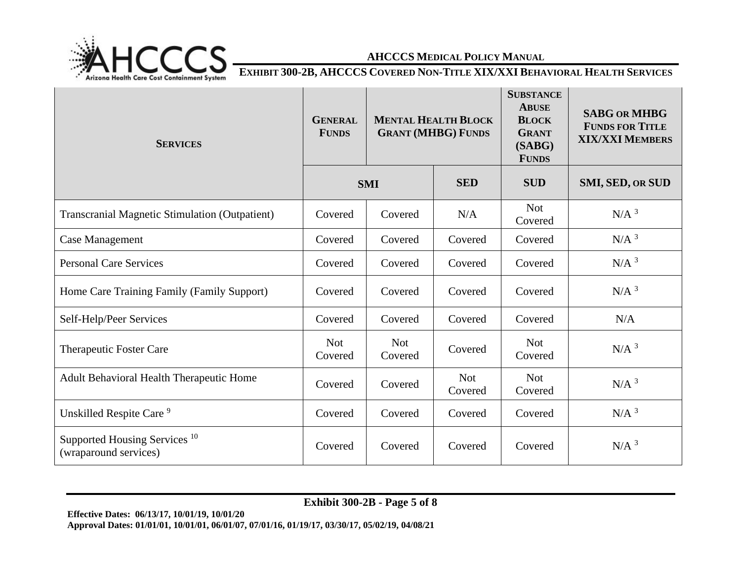| SERVICES | GENERAL FUNDS | MENTAL HEALTH BLOCK GRANT (MHBG) FUNDS | | SUBSTANCE ABUSE BLOCK GRANT (SABG) FUNDS | SABG OR MHBG FUNDS FOR TITLE XIX/XXI MEMBERS |
|---|---|---|---|---|---|
| | SMI | | SED | SUD | SMI, SED, OR SUD |
| Transcranial Magnetic Stimulation (Outpatient) | Covered | Covered | N/A | Not Covered | N/A [3] |
| Case Management | Covered | Covered | Covered | Covered | N/A [3] |
| Personal Care Services | Covered | Covered | Covered | Covered | N/A [3] |
| Home Care Training Family (Family Support) | Covered | Covered | Covered | Covered | N/A [3] |
| Self-Help/Peer Services | Covered | Covered | Covered | Covered | N/A |
| Therapeutic Foster Care | Not Covered | Not Covered | Covered | Not Covered | N/A [3] |
| Adult Behavioral Health Therapeutic Home | Covered | Covered | Not Covered | Not Covered | N/A [3] |
| Unskilled Respite Care [9] | Covered | Covered | Covered | Covered | N/A [3] |
| Supported Housing Services [10] (wraparound services) | Covered | Covered | Covered | Covered | N/A [3] |

**Effective Dates: 06/13/17, 10/01/19, 10/01/20**
**Approval Dates: 01/01/01, 10/01/01, 06/01/07, 07/01/16, 01/19/17, 03/30/17, 05/02/19, 04/08/21**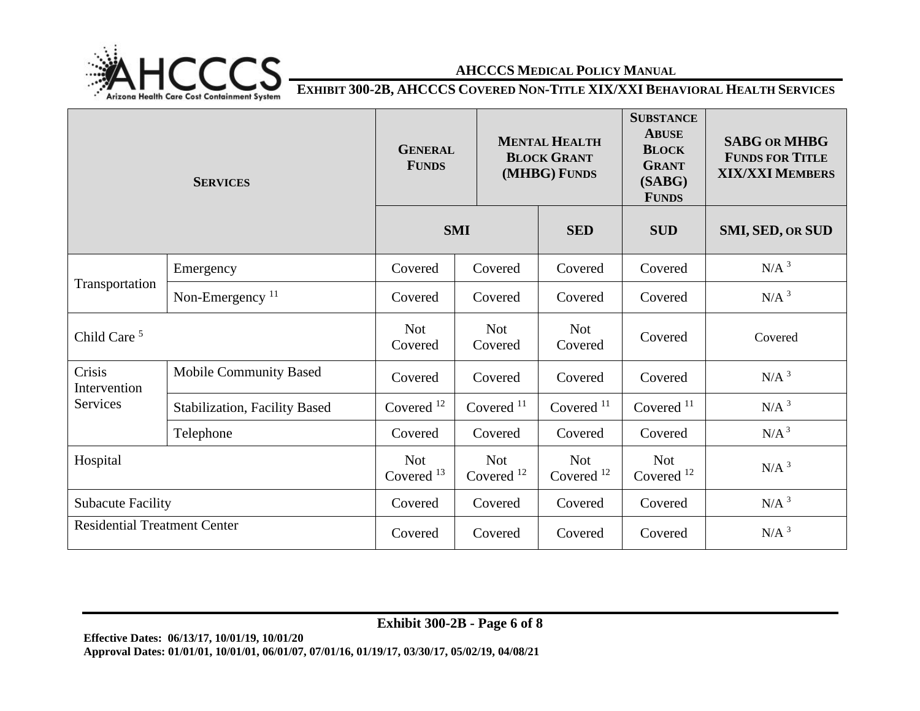| **Services** | | **General Funds** | **Mental Health Block Grant (MHBG) Funds** | | **Substance Abuse Block Grant (SABG) Funds** | **SABG or MHBG Funds for Title XIX/XXI Members** |
|---|---|---|---|---|---|---|
| | | **SMI** | | **SED** | **SUD** | **SMI, SED, or SUD** |
| Transportation | Emergency | Covered | Covered | Covered | Covered | N/A [3] |
| | Non-Emergency [11] | Covered | Covered | Covered | Covered | N/A [3] |
| Child Care [5] | | Not Covered | Not Covered | Not Covered | Covered | Covered |
| Crisis Intervention Services | Mobile Community Based | Covered | Covered | Covered | Covered | N/A [3] |
| | Stabilization, Facility Based | Covered [12] | Covered [11] | Covered [11] | Covered [11] | N/A [3] |
| | Telephone | Covered | Covered | Covered | Covered | N/A [3] |
| Hospital | | Not Covered [13] | Not Covered [12] | Not Covered [12] | Not Covered [12] | N/A [3] |
| Subacute Facility | | Covered | Covered | Covered | Covered | N/A [3] |
| Residential Treatment Center | | Covered | Covered | Covered | Covered | N/A [3] |

**Effective Dates: 06/13/17, 10/01/19, 10/01/20**
**Approval Dates: 01/01/01, 10/01/01, 06/01/07, 07/01/16, 01/19/17, 03/30/17, 05/02/19, 04/08/21**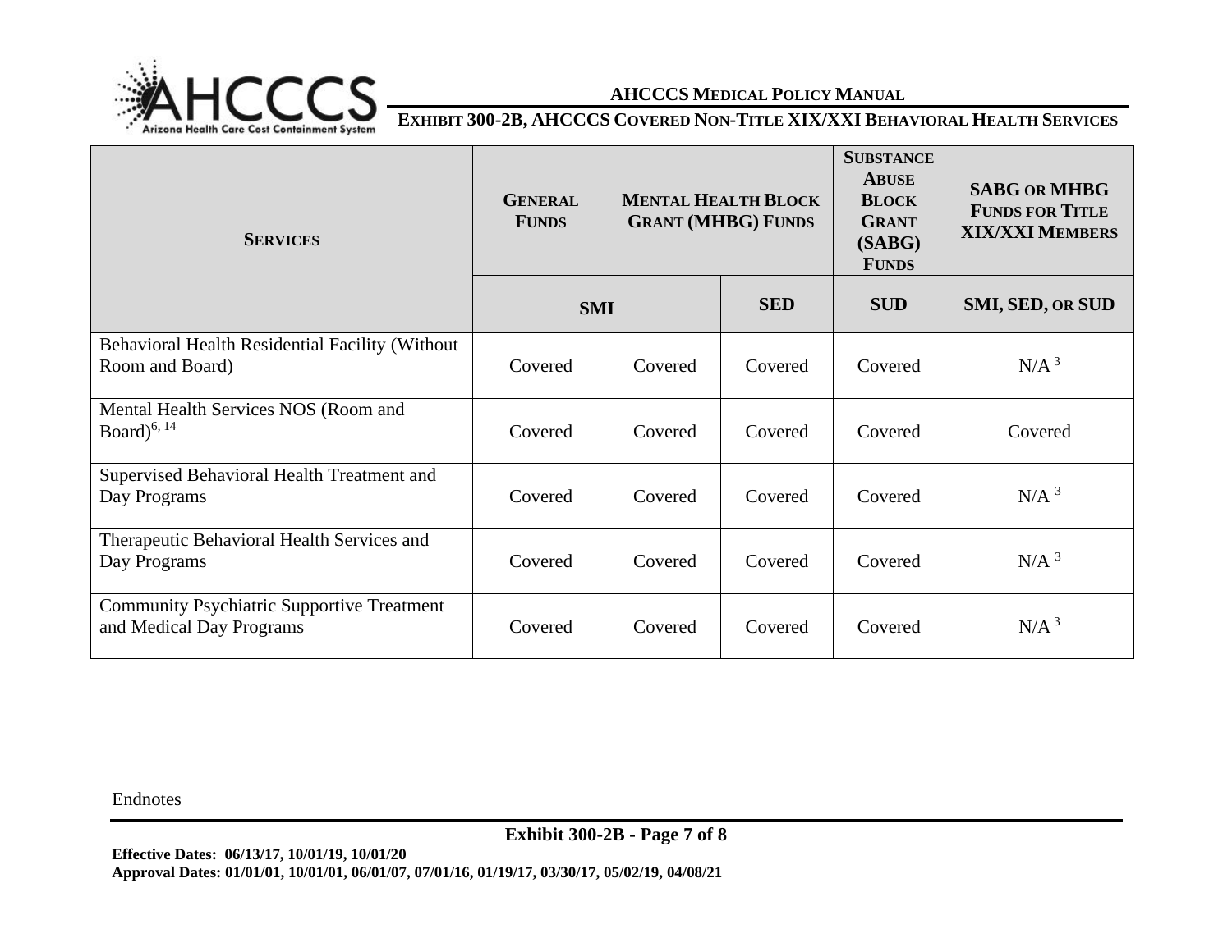| Services | General Funds | Mental Health Block Grant (MHBG) Funds | | Substance Abuse Block Grant (SABG) Funds | SABG or MHBG Funds for Title XIX/XXI Members |
|---|---|---|---|---|---|
| | SMI | | SED | SUD | SMI, SED, or SUD |
| Behavioral Health Residential Facility (Without Room and Board) | Covered | Covered | Covered | Covered | N/A [3] |
| Mental Health Services NOS (Room and Board)[6, 14] | Covered | Covered | Covered | Covered | Covered |
| Supervised Behavioral Health Treatment and Day Programs | Covered | Covered | Covered | Covered | N/A [3] |
| Therapeutic Behavioral Health Services and Day Programs | Covered | Covered | Covered | Covered | N/A [3] |
| Community Psychiatric Supportive Treatment and Medical Day Programs | Covered | Covered | Covered | Covered | N/A [3] |

Endnotes

**Effective Dates: 06/13/17, 10/01/19, 10/01/20**
**Approval Dates: 01/01/01, 10/01/01, 06/01/07, 07/01/16, 01/19/17, 03/30/17, 05/02/19, 04/08/21**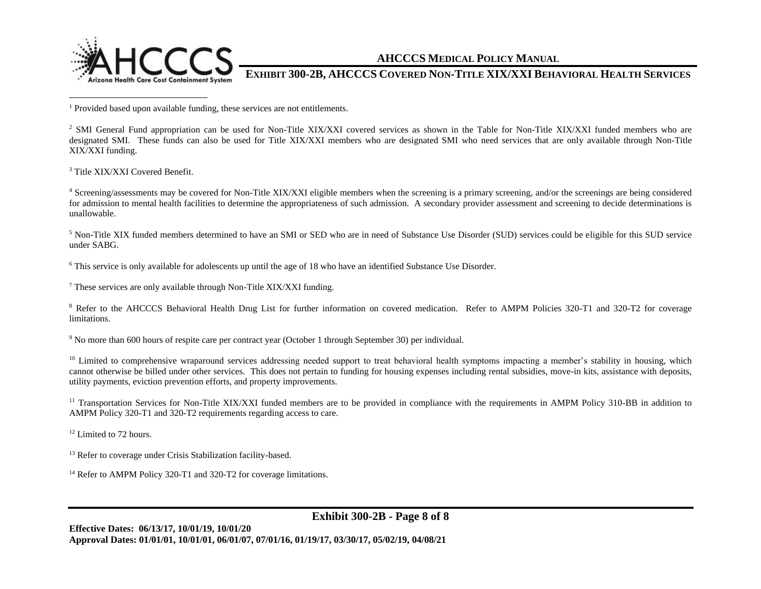[1] Provided based upon available funding, these services are not entitlements.

[2] SMI General Fund appropriation can be used for Non-Title XIX/XXI covered services as shown in the Table for Non-Title XIX/XXI funded members who are designated SMI. These funds can also be used for Title XIX/XXI members who are designated SMI who need services that are only available through Non-Title XIX/XXI funding.

[3] Title XIX/XXI Covered Benefit.

[4] Screening/assessments may be covered for Non-Title XIX/XXI eligible members when the screening is a primary screening, and/or the screenings are being considered for admission to mental health facilities to determine the appropriateness of such admission. A secondary provider assessment and screening to decide determinations is unallowable.

[5] Non-Title XIX funded members determined to have an SMI or SED who are in need of Substance Use Disorder (SUD) services could be eligible for this SUD service under SABG.

[6] This service is only available for adolescents up until the age of 18 who have an identified Substance Use Disorder.

[7] These services are only available through Non-Title XIX/XXI funding.

[8] Refer to the AHCCCS Behavioral Health Drug List for further information on covered medication. Refer to AMPM Policies 320-T1 and 320-T2 for coverage limitations.

[9] No more than 600 hours of respite care per contract year (October 1 through September 30) per individual.

[10] Limited to comprehensive wraparound services addressing needed support to treat behavioral health symptoms impacting a member's stability in housing, which cannot otherwise be billed under other services. This does not pertain to funding for housing expenses including rental subsidies, move-in kits, assistance with deposits, utility payments, eviction prevention efforts, and property improvements.

[11] Transportation Services for Non-Title XIX/XXI funded members are to be provided in compliance with the requirements in AMPM Policy 310-BB in addition to AMPM Policy 320-T1 and 320-T2 requirements regarding access to care.

[12] Limited to 72 hours.

[13] Refer to coverage under Crisis Stabilization facility-based.

[14] Refer to AMPM Policy 320-T1 and 320-T2 for coverage limitations.

**Effective Dates: 06/13/17, 10/01/19, 10/01/20**
**Approval Dates: 01/01/01, 10/01/01, 06/01/07, 07/01/16, 01/19/17, 03/30/17, 05/02/19, 04/08/21**